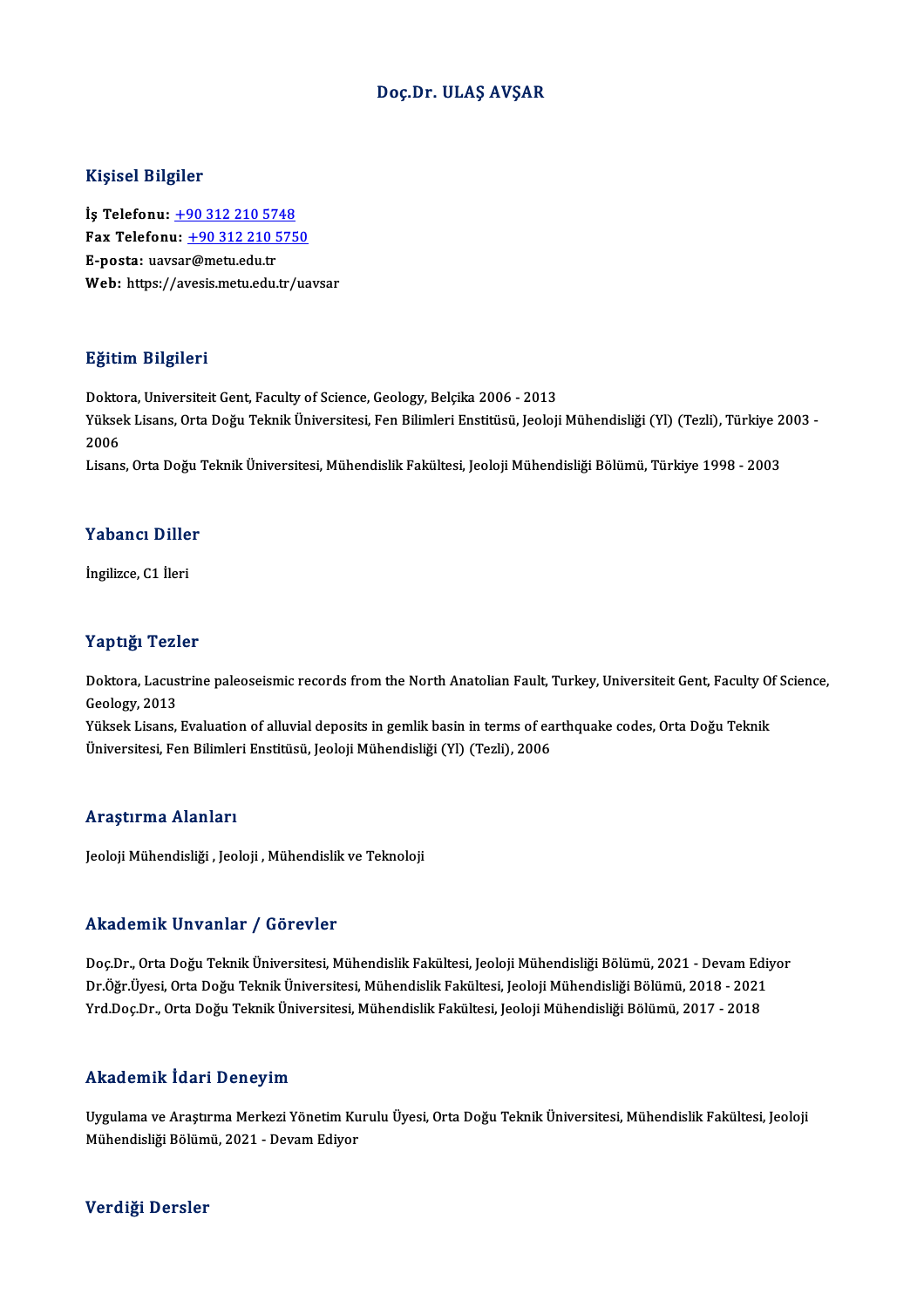# Doç.Dr. ULAŞ AVŞAR

## Kişisel Bilgiler

**İş Telefonu:** +90 312 210 5748
**Fax Telefonu:** +90 312 210 5750
**E-posta:** uavsar@metu.edu.tr
**Web:** https://avesis.metu.edu.tr/uavsar

## Eğitim Bilgileri

Doktora, Universiteit Gent, Faculty of Science, Geology, Belçika 2006 - 2013
Yüksek Lisans, Orta Doğu Teknik Üniversitesi, Fen Bilimleri Enstitüsü, Jeoloji Mühendisliği (Yl) (Tezli), Türkiye 2003 - 2006
Lisans, Orta Doğu Teknik Üniversitesi, Mühendislik Fakültesi, Jeoloji Mühendisliği Bölümü, Türkiye 1998 - 2003

## Yabancı Diller

İngilizce, C1 İleri

## Yaptığı Tezler

Doktora, Lacustrine paleoseismic records from the North Anatolian Fault, Turkey, Universiteit Gent, Faculty Of Science, Geology, 2013
Yüksek Lisans, Evaluation of alluvial deposits in gemlik basin in terms of earthquake codes, Orta Doğu Teknik Üniversitesi, Fen Bilimleri Enstitüsü, Jeoloji Mühendisliği (Yl) (Tezli), 2006

## Araştırma Alanları

Jeoloji Mühendisliği , Jeoloji , Mühendislik ve Teknoloji

## Akademik Unvanlar / Görevler

Doç.Dr., Orta Doğu Teknik Üniversitesi, Mühendislik Fakültesi, Jeoloji Mühendisliği Bölümü, 2021 - Devam Ediyor
Dr.Öğr.Üyesi, Orta Doğu Teknik Üniversitesi, Mühendislik Fakültesi, Jeoloji Mühendisliği Bölümü, 2018 - 2021
Yrd.Doç.Dr., Orta Doğu Teknik Üniversitesi, Mühendislik Fakültesi, Jeoloji Mühendisliği Bölümü, 2017 - 2018

## Akademik İdari Deneyim

Uygulama ve Araştırma Merkezi Yönetim Kurulu Üyesi, Orta Doğu Teknik Üniversitesi, Mühendislik Fakültesi, Jeoloji Mühendisliği Bölümü, 2021 - Devam Ediyor

## Verdiği Dersler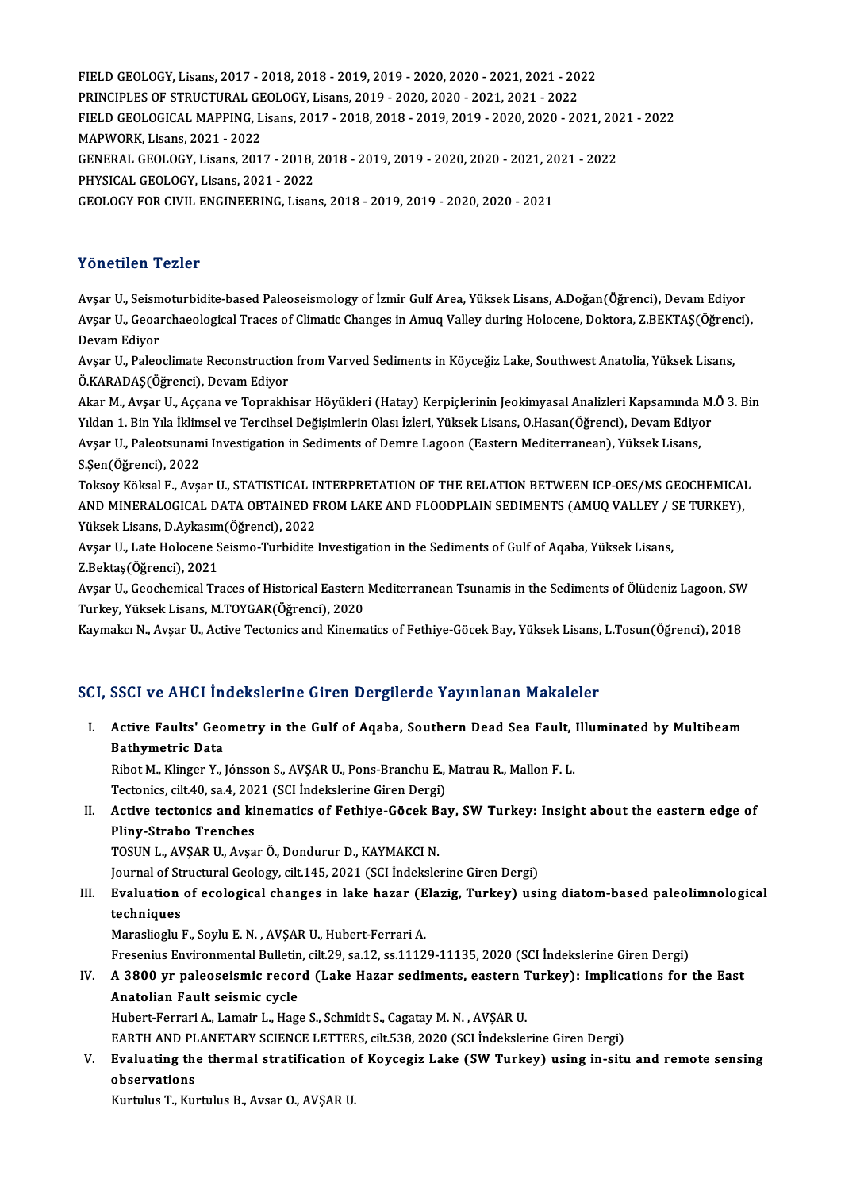FIELD GEOLOGY, Lisans, 2017 - 2018, 2018 - 2019, 2019 - 2020, 2020 - 2021, 2021 - 2022
PRINCIPLES OF STRUCTURAL GEOLOGY, Lisans, 2019 - 2020, 2020 - 2021, 2021 - 2022
FIELD GEOLOGICAL MAPPING, Lisans, 2017 - 2018, 2018 - 2019, 2019 - 2020, 2020 - 2021, 2021 - 2022
MAPWORK, Lisans, 2021 - 2022
GENERAL GEOLOGY, Lisans, 2017 - 2018, 2018 - 2019, 2019 - 2020, 2020 - 2021, 2021 - 2022
PHYSICAL GEOLOGY, Lisans, 2021 - 2022
GEOLOGY FOR CIVIL ENGINEERING, Lisans, 2018 - 2019, 2019 - 2020, 2020 - 2021

## Yönetilen Tezler

Avşar U., Seismoturbidite-based Paleoseismology of İzmir Gulf Area, Yüksek Lisans, A.Doğan(Öğrenci), Devam Ediyor
Avşar U., Geoarchaeological Traces of Climatic Changes in Amuq Valley during Holocene, Doktora, Z.BEKTAŞ(Öğrenci), Devam Ediyor
Avşar U., Paleoclimate Reconstruction from Varved Sediments in Köyceğiz Lake, Southwest Anatolia, Yüksek Lisans, Ö.KARADAŞ(Öğrenci), Devam Ediyor
Akar M., Avşar U., Aççana ve Toprakhisar Höyükleri (Hatay) Kerpiçlerinin Jeokimyasal Analizleri Kapsamında M.Ö 3. Bin Yıldan 1. Bin Yıla İklimsel ve Tercihsel Değişimlerin Olası İzleri, Yüksek Lisans, O.Hasan(Öğrenci), Devam Ediyor
Avşar U., Paleotsunami Investigation in Sediments of Demre Lagoon (Eastern Mediterranean), Yüksek Lisans, S.Şen(Öğrenci), 2022
Toksoy Köksal F., Avşar U., STATISTICAL INTERPRETATION OF THE RELATION BETWEEN ICP-OES/MS GEOCHEMICAL AND MINERALOGICAL DATA OBTAINED FROM LAKE AND FLOODPLAIN SEDIMENTS (AMUQ VALLEY / SE TURKEY), Yüksek Lisans, D.Aykasım(Öğrenci), 2022
Avşar U., Late Holocene Seismo-Turbidite Investigation in the Sediments of Gulf of Aqaba, Yüksek Lisans, Z.Bektaş(Öğrenci), 2021
Avşar U., Geochemical Traces of Historical Eastern Mediterranean Tsunamis in the Sediments of Ölüdeniz Lagoon, SW Turkey, Yüksek Lisans, M.TOYGAR(Öğrenci), 2020
Kaymakcı N., Avşar U., Active Tectonics and Kinematics of Fethiye-Göcek Bay, Yüksek Lisans, L.Tosun(Öğrenci), 2018

## SCI, SSCI ve AHCI İndekslerine Giren Dergilerde Yayınlanan Makaleler

I. **Active Faults' Geometry in the Gulf of Aqaba, Southern Dead Sea Fault, Illuminated by Multibeam Bathymetric Data**
Ribot M., Klinger Y., Jónsson S., AVŞAR U., Pons-Branchu E., Matrau R., Mallon F. L.
Tectonics, cilt.40, sa.4, 2021 (SCI İndekslerine Giren Dergi)

II. **Active tectonics and kinematics of Fethiye-Göcek Bay, SW Turkey: Insight about the eastern edge of Pliny-Strabo Trenches**
TOSUN L., AVŞAR U., Avşar Ö., Dondurur D., KAYMAKCI N.
Journal of Structural Geology, cilt.145, 2021 (SCI İndekslerine Giren Dergi)

III. **Evaluation of ecological changes in lake hazar (Elazig, Turkey) using diatom-based paleolimnological techniques**
Maraslioglu F., Soylu E. N. , AVŞAR U., Hubert-Ferrari A.
Fresenius Environmental Bulletin, cilt.29, sa.12, ss.11129-11135, 2020 (SCI İndekslerine Giren Dergi)

IV. **A 3800 yr paleoseismic record (Lake Hazar sediments, eastern Turkey): Implications for the East Anatolian Fault seismic cycle**
Hubert-Ferrari A., Lamair L., Hage S., Schmidt S., Cagatay M. N. , AVŞAR U.
EARTH AND PLANETARY SCIENCE LETTERS, cilt.538, 2020 (SCI İndekslerine Giren Dergi)

V. **Evaluating the thermal stratification of Koycegiz Lake (SW Turkey) using in-situ and remote sensing observations**
Kurtulus T., Kurtulus B., Avsar O., AVŞAR U.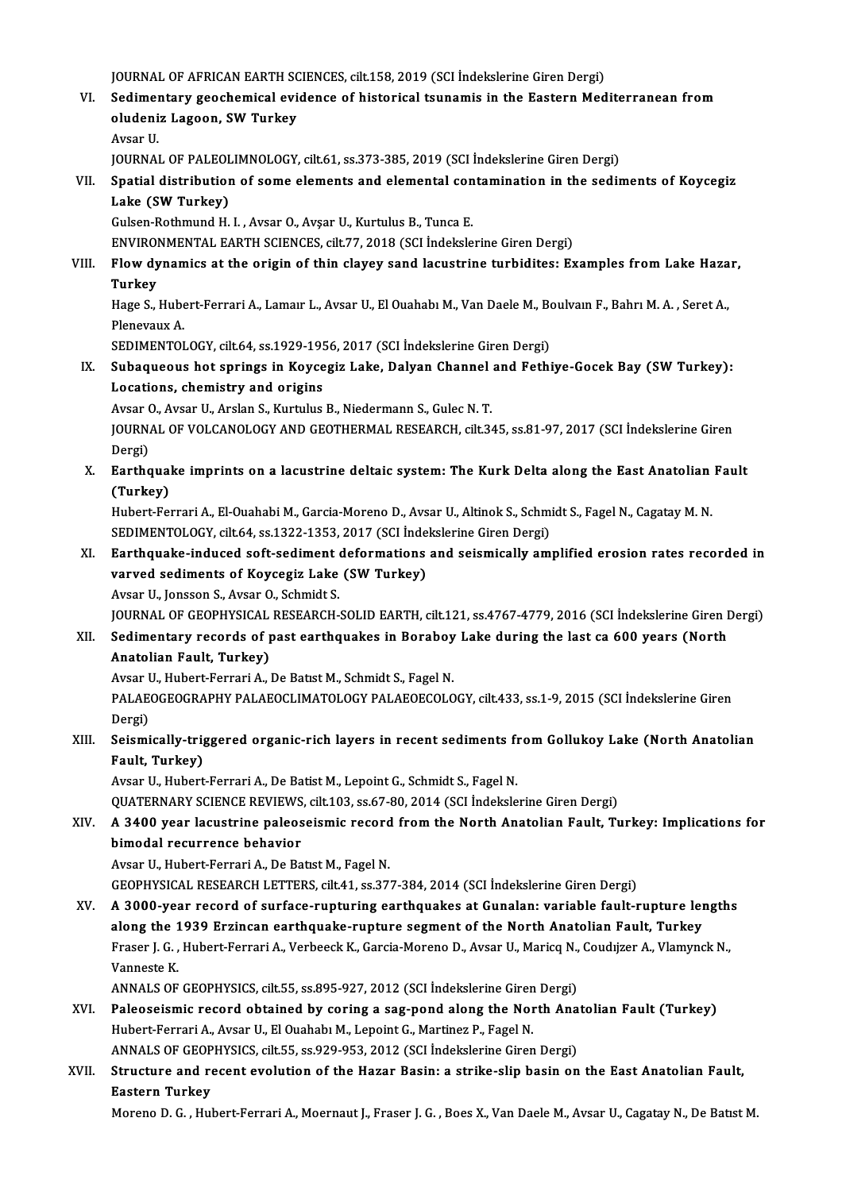JOURNAL OF AFRICAN EARTH SCIENCES, cilt.158, 2019 (SCI İndekslerine Giren Dergi)

VI. **Sedimentary geochemical evidence of historical tsunamis in the Eastern Mediterranean from oludeniz Lagoon, SW Turkey**
Avsar U.
JOURNAL OF PALEOLIMNOLOGY, cilt.61, ss.373-385, 2019 (SCI İndekslerine Giren Dergi)

VII. **Spatial distribution of some elements and elemental contamination in the sediments of Koycegiz Lake (SW Turkey)**
Gulsen-Rothmund H. I. , Avsar O., Avşar U., Kurtulus B., Tunca E.
ENVIRONMENTAL EARTH SCIENCES, cilt.77, 2018 (SCI İndekslerine Giren Dergi)

VIII. **Flow dynamics at the origin of thin clayey sand lacustrine turbidites: Examples from Lake Hazar, Turkey**
Hage S., Hubert-Ferrari A., Lamaır L., Avsar U., El Ouahabı M., Van Daele M., Boulvaın F., Bahrı M. A. , Seret A., Plenevaux A.
SEDIMENTOLOGY, cilt.64, ss.1929-1956, 2017 (SCI İndekslerine Giren Dergi)

IX. **Subaqueous hot springs in Koycegiz Lake, Dalyan Channel and Fethiye-Gocek Bay (SW Turkey): Locations, chemistry and origins**
Avsar O., Avsar U., Arslan S., Kurtulus B., Niedermann S., Gulec N. T.
JOURNAL OF VOLCANOLOGY AND GEOTHERMAL RESEARCH, cilt.345, ss.81-97, 2017 (SCI İndekslerine Giren Dergi)

X. **Earthquake imprints on a lacustrine deltaic system: The Kurk Delta along the East Anatolian Fault (Turkey)**
Hubert-Ferrari A., El-Ouahabi M., Garcia-Moreno D., Avsar U., Altinok S., Schmidt S., Fagel N., Cagatay M. N.
SEDIMENTOLOGY, cilt.64, ss.1322-1353, 2017 (SCI İndekslerine Giren Dergi)

XI. **Earthquake-induced soft-sediment deformations and seismically amplified erosion rates recorded in varved sediments of Koycegiz Lake (SW Turkey)**
Avsar U., Jonsson S., Avsar O., Schmidt S.
JOURNAL OF GEOPHYSICAL RESEARCH-SOLID EARTH, cilt.121, ss.4767-4779, 2016 (SCI İndekslerine Giren Dergi)

XII. **Sedimentary records of past earthquakes in Boraboy Lake during the last ca 600 years (North Anatolian Fault, Turkey)**
Avsar U., Hubert-Ferrari A., De Batıst M., Schmidt S., Fagel N.
PALAEOGEOGRAPHY PALAEOCLIMATOLOGY PALAEOECOLOGY, cilt.433, ss.1-9, 2015 (SCI İndekslerine Giren Dergi)

XIII. **Seismically-triggered organic-rich layers in recent sediments from Gollukoy Lake (North Anatolian Fault, Turkey)**
Avsar U., Hubert-Ferrari A., De Batist M., Lepoint G., Schmidt S., Fagel N.
QUATERNARY SCIENCE REVIEWS, cilt.103, ss.67-80, 2014 (SCI İndekslerine Giren Dergi)

XIV. **A 3400 year lacustrine paleoseismic record from the North Anatolian Fault, Turkey: Implications for bimodal recurrence behavior**
Avsar U., Hubert-Ferrari A., De Batıst M., Fagel N.
GEOPHYSICAL RESEARCH LETTERS, cilt.41, ss.377-384, 2014 (SCI İndekslerine Giren Dergi)

XV. **A 3000-year record of surface-rupturing earthquakes at Gunalan: variable fault-rupture lengths along the 1939 Erzincan earthquake-rupture segment of the North Anatolian Fault, Turkey**
Fraser J. G. , Hubert-Ferrari A., Verbeeck K., Garcia-Moreno D., Avsar U., Maricq N., Coudıjzer A., Vlamynck N., Vanneste K.
ANNALS OF GEOPHYSICS, cilt.55, ss.895-927, 2012 (SCI İndekslerine Giren Dergi)

XVI. **Paleoseismic record obtained by coring a sag-pond along the North Anatolian Fault (Turkey)**
Hubert-Ferrari A., Avsar U., El Ouahabı M., Lepoint G., Martinez P., Fagel N.
ANNALS OF GEOPHYSICS, cilt.55, ss.929-953, 2012 (SCI İndekslerine Giren Dergi)

XVII. **Structure and recent evolution of the Hazar Basin: a strike-slip basin on the East Anatolian Fault, Eastern Turkey**
Moreno D. G. , Hubert-Ferrari A., Moernaut J., Fraser J. G. , Boes X., Van Daele M., Avsar U., Cagatay N., De Batıst M.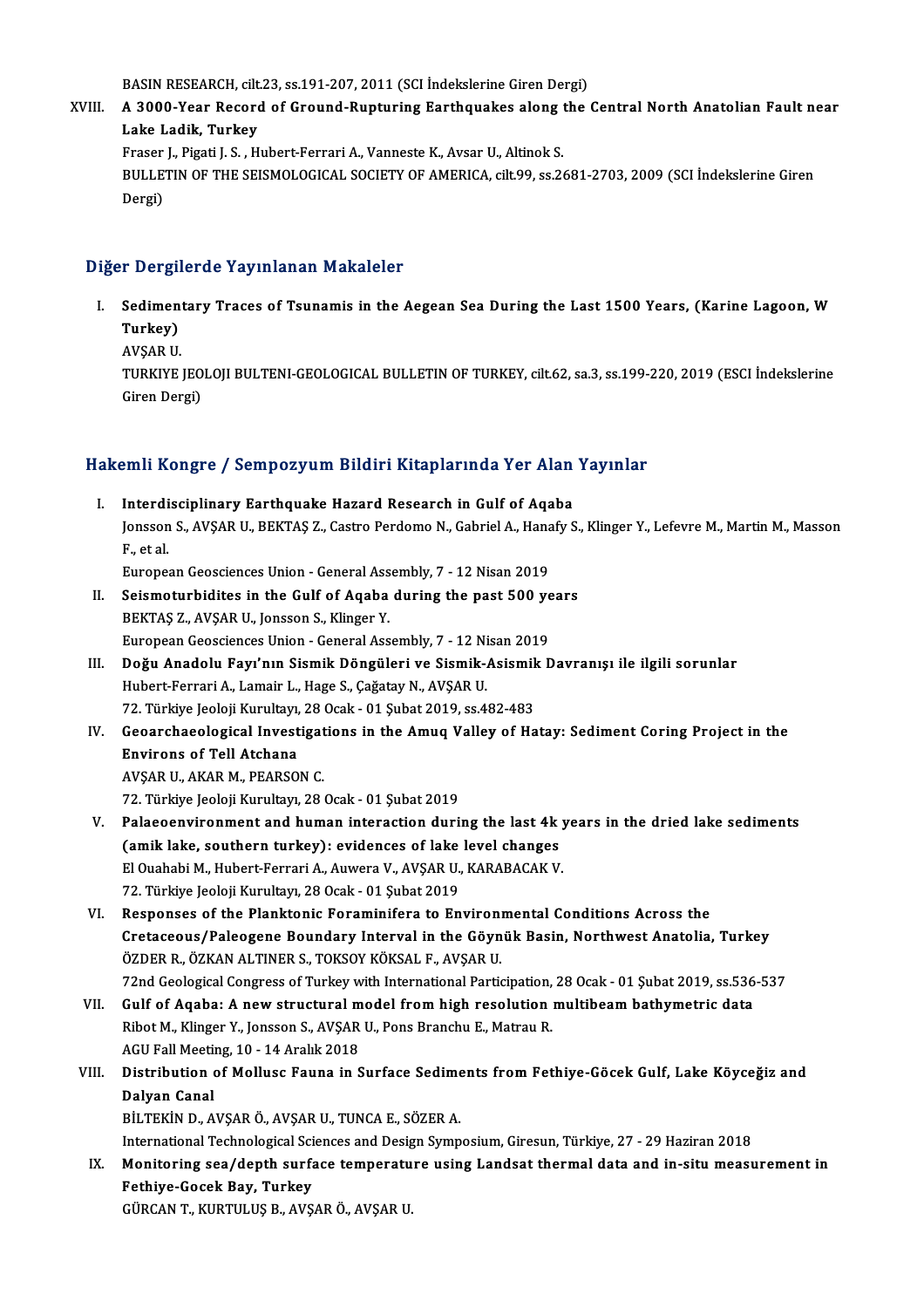BASIN RESEARCH, cilt.23, ss.191-207, 2011 (SCI İndekslerine Giren Dergi)

XVIII. **A 3000-Year Record of Ground-Rupturing Earthquakes along the Central North Anatolian Fault near Lake Ladik, Turkey**
Fraser J., Pigati J. S. , Hubert-Ferrari A., Vanneste K., Avsar U., Altinok S.
BULLETIN OF THE SEISMOLOGICAL SOCIETY OF AMERICA, cilt.99, ss.2681-2703, 2009 (SCI İndekslerine Giren Dergi)

## Diğer Dergilerde Yayınlanan Makaleler

I. **Sedimentary Traces of Tsunamis in the Aegean Sea During the Last 1500 Years, (Karine Lagoon, W Turkey)**
AVŞAR U.
TURKIYE JEOLOJI BULTENI-GEOLOGICAL BULLETIN OF TURKEY, cilt.62, sa.3, ss.199-220, 2019 (ESCI İndekslerine Giren Dergi)

## Hakemli Kongre / Sempozyum Bildiri Kitaplarında Yer Alan Yayınlar

I. **Interdisciplinary Earthquake Hazard Research in Gulf of Aqaba**
Jonsson S., AVŞAR U., BEKTAŞ Z., Castro Perdomo N., Gabriel A., Hanafy S., Klinger Y., Lefevre M., Martin M., Masson F., et al.
European Geosciences Union - General Assembly, 7 - 12 Nisan 2019

II. **Seismoturbidites in the Gulf of Aqaba during the past 500 years**
BEKTAŞ Z., AVŞAR U., Jonsson S., Klinger Y.
European Geosciences Union - General Assembly, 7 - 12 Nisan 2019

III. **Doğu Anadolu Fayı'nın Sismik Döngüleri ve Sismik-Asismik Davranışı ile ilgili sorunlar**
Hubert-Ferrari A., Lamair L., Hage S., Çağatay N., AVŞAR U.
72. Türkiye Jeoloji Kurultayı, 28 Ocak - 01 Şubat 2019, ss.482-483

IV. **Geoarchaeological Investigations in the Amuq Valley of Hatay: Sediment Coring Project in the Environs of Tell Atchana**
AVŞAR U., AKAR M., PEARSON C.
72. Türkiye Jeoloji Kurultayı, 28 Ocak - 01 Şubat 2019

V. **Palaeoenvironment and human interaction during the last 4k years in the dried lake sediments (amik lake, southern turkey): evidences of lake level changes**
El Ouahabi M., Hubert-Ferrari A., Auwera V., AVŞAR U., KARABACAK V.
72. Türkiye Jeoloji Kurultayı, 28 Ocak - 01 Şubat 2019

VI. **Responses of the Planktonic Foraminifera to Environmental Conditions Across the Cretaceous/Paleogene Boundary Interval in the Göynük Basin, Northwest Anatolia, Turkey**
ÖZDER R., ÖZKAN ALTINER S., TOKSOY KÖKSAL F., AVŞAR U.
72nd Geological Congress of Turkey with International Participation, 28 Ocak - 01 Şubat 2019, ss.536-537

VII. **Gulf of Aqaba: A new structural model from high resolution multibeam bathymetric data**
Ribot M., Klinger Y., Jonsson S., AVŞAR U., Pons Branchu E., Matrau R.
AGU Fall Meeting, 10 - 14 Aralık 2018

VIII. **Distribution of Mollusc Fauna in Surface Sediments from Fethiye-Göcek Gulf, Lake Köyceğiz and Dalyan Canal**
BİLTEKİN D., AVŞAR Ö., AVŞAR U., TUNCA E., SÖZER A.
International Technological Sciences and Design Symposium, Giresun, Türkiye, 27 - 29 Haziran 2018

IX. **Monitoring sea/depth surface temperature using Landsat thermal data and in-situ measurement in Fethiye-Gocek Bay, Turkey**
GÜRCAN T., KURTULUŞ B., AVŞAR Ö., AVŞAR U.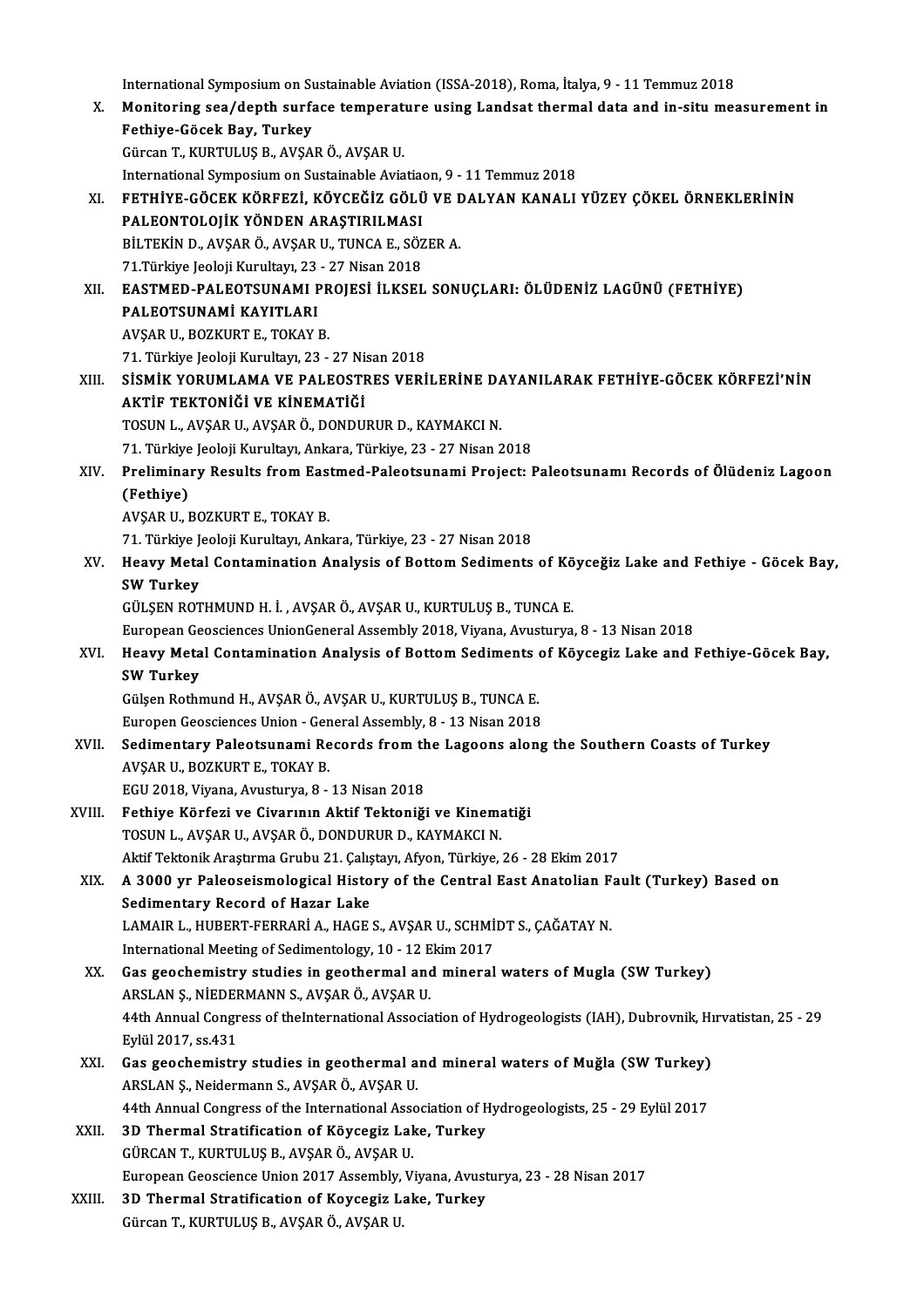International Symposium on Sustainable Aviation (ISSA-2018), Roma, İtalya, 9 - 11 Temmuz 2018

X. **Monitoring sea/depth surface temperature using Landsat thermal data and in-situ measurement in Fethiye-Göcek Bay, Turkey**
Gürcan T., KURTULUŞ B., AVŞAR Ö., AVŞAR U.
International Symposium on Sustainable Aviatiaon, 9 - 11 Temmuz 2018

XI. **FETHİYE-GÖCEK KÖRFEZİ, KÖYCEĞİZ GÖLÜ VE DALYAN KANALI YÜZEY ÇÖKEL ÖRNEKLERİNİN PALEONTOLOJİK YÖNDEN ARAŞTIRILMASI**
BİLTEKİN D., AVŞAR Ö., AVŞAR U., TUNCA E., SÖZER A.
71.Türkiye Jeoloji Kurultayı, 23 - 27 Nisan 2018

XII. **EASTMED-PALEOTSUNAMI PROJESİ İLKSEL SONUÇLARI: ÖLÜDENİZ LAGÜNÜ (FETHİYE) PALEOTSUNAMİ KAYITLARI**
AVŞAR U., BOZKURT E., TOKAY B.
71. Türkiye Jeoloji Kurultayı, 23 - 27 Nisan 2018

XIII. **SİSMİK YORUMLAMA VE PALEOSTRES VERİLERİNE DAYANILARAK FETHİYE-GÖCEK KÖRFEZİ'NİN AKTİF TEKTONİĞİ VE KİNEMATİĞİ**
TOSUN L., AVŞAR U., AVŞAR Ö., DONDURUR D., KAYMAKCI N.
71. Türkiye Jeoloji Kurultayı, Ankara, Türkiye, 23 - 27 Nisan 2018

XIV. **Preliminary Results from Eastmed-Paleotsunami Project: Paleotsunamı Records of Ölüdeniz Lagoon (Fethiye)**
AVŞAR U., BOZKURT E., TOKAY B.
71. Türkiye Jeoloji Kurultayı, Ankara, Türkiye, 23 - 27 Nisan 2018

XV. **Heavy Metal Contamination Analysis of Bottom Sediments of Köyceğiz Lake and Fethiye - Göcek Bay, SW Turkey**
GÜLŞEN ROTHMUND H. İ. , AVŞAR Ö., AVŞAR U., KURTULUŞ B., TUNCA E.
European Geosciences UnionGeneral Assembly 2018, Viyana, Avusturya, 8 - 13 Nisan 2018

XVI. **Heavy Metal Contamination Analysis of Bottom Sediments of Köycegiz Lake and Fethiye-Göcek Bay, SW Turkey**
Gülşen Rothmund H., AVŞAR Ö., AVŞAR U., KURTULUŞ B., TUNCA E.
Europen Geosciences Union - General Assembly, 8 - 13 Nisan 2018

XVII. **Sedimentary Paleotsunami Records from the Lagoons along the Southern Coasts of Turkey**
AVŞAR U., BOZKURT E., TOKAY B.
EGU 2018, Viyana, Avusturya, 8 - 13 Nisan 2018

XVIII. **Fethiye Körfezi ve Civarının Aktif Tektoniği ve Kinematiği**
TOSUN L., AVŞAR U., AVŞAR Ö., DONDURUR D., KAYMAKCI N.
Aktif Tektonik Araştırma Grubu 21. Çalıştayı, Afyon, Türkiye, 26 - 28 Ekim 2017

XIX. **A 3000 yr Paleoseismological History of the Central East Anatolian Fault (Turkey) Based on Sedimentary Record of Hazar Lake**
LAMAIR L., HUBERT-FERRARİ A., HAGE S., AVŞAR U., SCHMİDT S., ÇAĞATAY N.
International Meeting of Sedimentology, 10 - 12 Ekim 2017

XX. **Gas geochemistry studies in geothermal and mineral waters of Mugla (SW Turkey)**
ARSLAN Ş., NİEDERMANN S., AVŞAR Ö., AVŞAR U.
44th Annual Congress of theInternational Association of Hydrogeologists (IAH), Dubrovnik, Hırvatistan, 25 - 29 Eylül 2017, ss.431

XXI. **Gas geochemistry studies in geothermal and mineral waters of Muğla (SW Turkey)**
ARSLAN Ş., Neidermann S., AVŞAR Ö., AVŞAR U.
44th Annual Congress of the International Association of Hydrogeologists, 25 - 29 Eylül 2017

XXII. **3D Thermal Stratification of Köycegiz Lake, Turkey**
GÜRCAN T., KURTULUŞ B., AVŞAR Ö., AVŞAR U.
European Geoscience Union 2017 Assembly, Viyana, Avusturya, 23 - 28 Nisan 2017

XXIII. **3D Thermal Stratification of Koycegiz Lake, Turkey**
Gürcan T., KURTULUŞ B., AVŞAR Ö., AVŞAR U.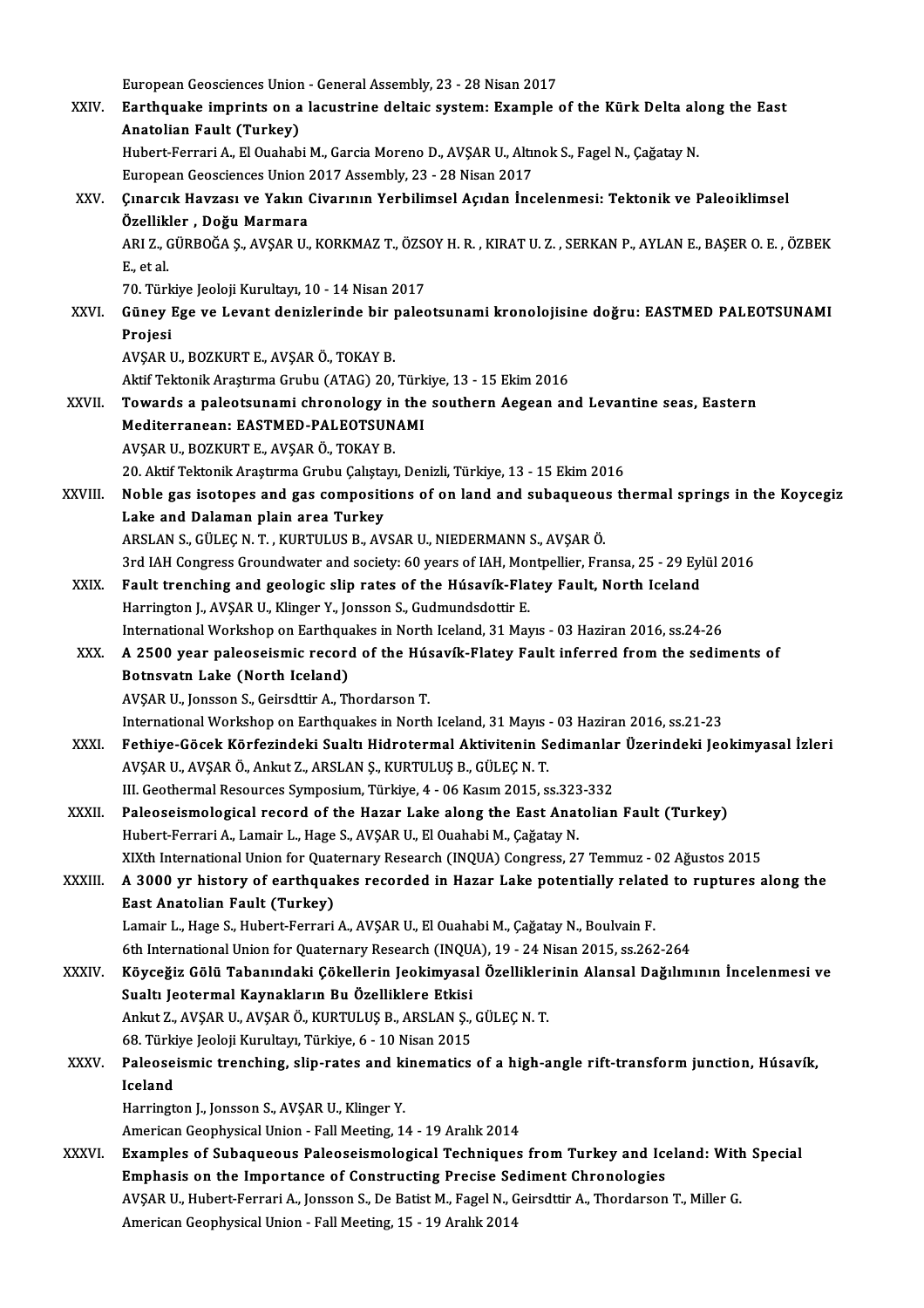European Geosciences Union - General Assembly, 23 - 28 Nisan 2017

XXIV. **Earthquake imprints on a lacustrine deltaic system: Example of the Kürk Delta along the East Anatolian Fault (Turkey)**
Hubert-Ferrari A., El Ouahabi M., Garcia Moreno D., AVŞAR U., Altınok S., Fagel N., Çağatay N.
European Geosciences Union 2017 Assembly, 23 - 28 Nisan 2017

XXV. **Çınarcık Havzası ve Yakın Civarının Yerbilimsel Açıdan İncelenmesi: Tektonik ve Paleoiklimsel Özellikler , Doğu Marmara**
ARI Z., GÜRBOĞA Ş., AVŞAR U., KORKMAZ T., ÖZSOY H. R. , KIRAT U. Z. , SERKAN P., AYLAN E., BAŞER O. E. , ÖZBEK E., et al.
70. Türkiye Jeoloji Kurultayı, 10 - 14 Nisan 2017

XXVI. **Güney Ege ve Levant denizlerinde bir paleotsunami kronolojisine doğru: EASTMED PALEOTSUNAMI Projesi**
AVŞAR U., BOZKURT E., AVŞAR Ö., TOKAY B.
Aktif Tektonik Araştırma Grubu (ATAG) 20, Türkiye, 13 - 15 Ekim 2016

XXVII. **Towards a paleotsunami chronology in the southern Aegean and Levantine seas, Eastern Mediterranean: EASTMED-PALEOTSUNAMI**
AVŞAR U., BOZKURT E., AVŞAR Ö., TOKAY B.
20. Aktif Tektonik Araştırma Grubu Çalıştayı, Denizli, Türkiye, 13 - 15 Ekim 2016

XXVIII. **Noble gas isotopes and gas compositions of on land and subaqueous thermal springs in the Koycegiz Lake and Dalaman plain area Turkey**
ARSLAN S., GÜLEÇ N. T. , KURTULUS B., AVSAR U., NIEDERMANN S., AVŞAR Ö.
3rd IAH Congress Groundwater and society: 60 years of IAH, Montpellier, Fransa, 25 - 29 Eylül 2016

XXIX. **Fault trenching and geologic slip rates of the Húsavík-Flatey Fault, North Iceland**
Harrington J., AVŞAR U., Klinger Y., Jonsson S., Gudmundsdottir E.
International Workshop on Earthquakes in North Iceland, 31 Mayıs - 03 Haziran 2016, ss.24-26

XXX. **A 2500 year paleoseismic record of the Húsavík-Flatey Fault inferred from the sediments of Botnsvatn Lake (North Iceland)**
AVŞAR U., Jonsson S., Geirsdttir A., Thordarson T.
International Workshop on Earthquakes in North Iceland, 31 Mayıs - 03 Haziran 2016, ss.21-23

XXXI. **Fethiye-Göcek Körfezindeki Sualtı Hidrotermal Aktivitenin Sedimanlar Üzerindeki Jeokimyasal İzleri**
AVŞAR U., AVŞAR Ö., Ankut Z., ARSLAN Ş., KURTULUŞ B., GÜLEÇ N. T.
III. Geothermal Resources Symposium, Türkiye, 4 - 06 Kasım 2015, ss.323-332

XXXII. **Paleoseismological record of the Hazar Lake along the East Anatolian Fault (Turkey)**
Hubert-Ferrari A., Lamair L., Hage S., AVŞAR U., El Ouahabi M., Çağatay N.
XIXth International Union for Quaternary Research (INQUA) Congress, 27 Temmuz - 02 Ağustos 2015

XXXIII. **A 3000 yr history of earthquakes recorded in Hazar Lake potentially related to ruptures along the East Anatolian Fault (Turkey)**
Lamair L., Hage S., Hubert-Ferrari A., AVŞAR U., El Ouahabi M., Çağatay N., Boulvain F.
6th International Union for Quaternary Research (INQUA), 19 - 24 Nisan 2015, ss.262-264

XXXIV. **Köyceğiz Gölü Tabanındaki Çökellerin Jeokimyasal Özelliklerinin Alansal Dağılımının İncelenmesi ve Sualtı Jeotermal Kaynakların Bu Özelliklere Etkisi**
Ankut Z., AVŞAR U., AVŞAR Ö., KURTULUŞ B., ARSLAN Ş., GÜLEÇ N. T.
68. Türkiye Jeoloji Kurultayı, Türkiye, 6 - 10 Nisan 2015

XXXV. **Paleoseismic trenching, slip-rates and kinematics of a high-angle rift-transform junction, Húsavík, Iceland**
Harrington J., Jonsson S., AVŞAR U., Klinger Y.
American Geophysical Union - Fall Meeting, 14 - 19 Aralık 2014

XXXVI. **Examples of Subaqueous Paleoseismological Techniques from Turkey and Iceland: With Special Emphasis on the Importance of Constructing Precise Sediment Chronologies**
AVŞAR U., Hubert-Ferrari A., Jonsson S., De Batist M., Fagel N., Geirsdttir A., Thordarson T., Miller G.
American Geophysical Union - Fall Meeting, 15 - 19 Aralık 2014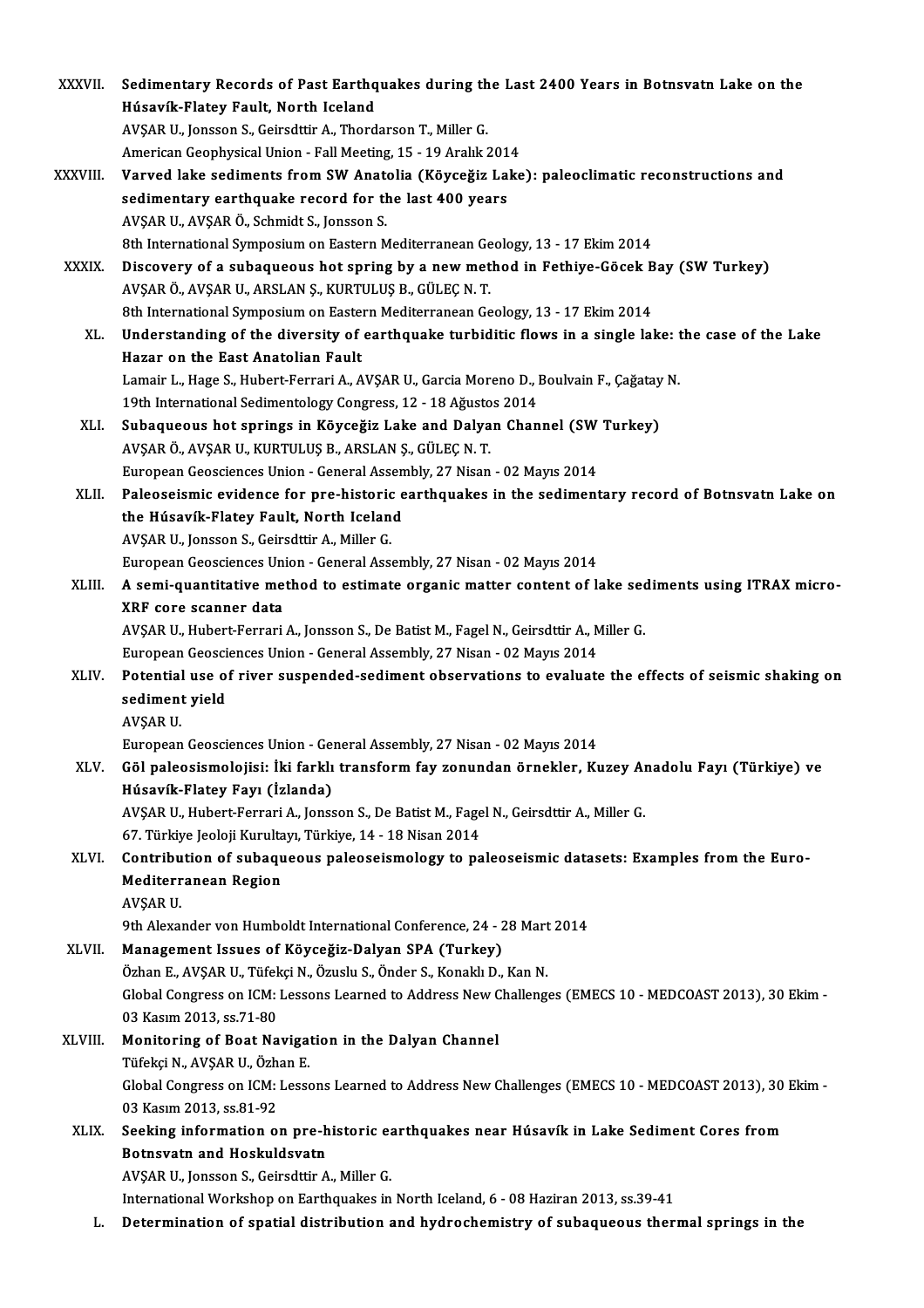XXXVII. **Sedimentary Records of Past Earthquakes during the Last 2400 Years in Botnsvatn Lake on the Húsavík-Flatey Fault, North Iceland**
AVŞAR U., Jonsson S., Geirsdttir A., Thordarson T., Miller G.
American Geophysical Union - Fall Meeting, 15 - 19 Aralık 2014

XXXVIII. **Varved lake sediments from SW Anatolia (Köyceğiz Lake): paleoclimatic reconstructions and sedimentary earthquake record for the last 400 years**
AVŞAR U., AVŞAR Ö., Schmidt S., Jonsson S.
8th International Symposium on Eastern Mediterranean Geology, 13 - 17 Ekim 2014

XXXIX. **Discovery of a subaqueous hot spring by a new method in Fethiye-Göcek Bay (SW Turkey)**
AVŞAR Ö., AVŞAR U., ARSLAN Ş., KURTULUŞ B., GÜLEÇ N. T.
8th International Symposium on Eastern Mediterranean Geology, 13 - 17 Ekim 2014

XL. **Understanding of the diversity of earthquake turbiditic flows in a single lake: the case of the Lake Hazar on the East Anatolian Fault**
Lamair L., Hage S., Hubert-Ferrari A., AVŞAR U., Garcia Moreno D., Boulvain F., Çağatay N.
19th International Sedimentology Congress, 12 - 18 Ağustos 2014

XLI. **Subaqueous hot springs in Köyceğiz Lake and Dalyan Channel (SW Turkey)**
AVŞAR Ö., AVŞAR U., KURTULUŞ B., ARSLAN Ş., GÜLEÇ N. T.
European Geosciences Union - General Assembly, 27 Nisan - 02 Mayıs 2014

XLII. **Paleoseismic evidence for pre-historic earthquakes in the sedimentary record of Botnsvatn Lake on the Húsavík-Flatey Fault, North Iceland**
AVŞAR U., Jonsson S., Geirsdttir A., Miller G.
European Geosciences Union - General Assembly, 27 Nisan - 02 Mayıs 2014

XLIII. **A semi-quantitative method to estimate organic matter content of lake sediments using ITRAX micro-XRF core scanner data**
AVŞAR U., Hubert-Ferrari A., Jonsson S., De Batist M., Fagel N., Geirsdttir A., Miller G.
European Geosciences Union - General Assembly, 27 Nisan - 02 Mayıs 2014

XLIV. **Potential use of river suspended-sediment observations to evaluate the effects of seismic shaking on sediment yield**
AVŞAR U.
European Geosciences Union - General Assembly, 27 Nisan - 02 Mayıs 2014

XLV. **Göl paleosismolojisi: İki farklı transform fay zonundan örnekler, Kuzey Anadolu Fayı (Türkiye) ve Húsavík-Flatey Fayı (İzlanda)**
AVŞAR U., Hubert-Ferrari A., Jonsson S., De Batist M., Fagel N., Geirsdttir A., Miller G.
67. Türkiye Jeoloji Kurultayı, Türkiye, 14 - 18 Nisan 2014

XLVI. **Contribution of subaqueous paleoseismology to paleoseismic datasets: Examples from the Euro-Mediterranean Region**
AVŞAR U.
9th Alexander von Humboldt International Conference, 24 - 28 Mart 2014

XLVII. **Management Issues of Köyceğiz-Dalyan SPA (Turkey)**
Özhan E., AVŞAR U., Tüfekçi N., Özuslu S., Önder S., Konaklı D., Kan N.
Global Congress on ICM: Lessons Learned to Address New Challenges (EMECS 10 - MEDCOAST 2013), 30 Ekim - 03 Kasım 2013, ss.71-80

XLVIII. **Monitoring of Boat Navigation in the Dalyan Channel**
Tüfekçi N., AVŞAR U., Özhan E.
Global Congress on ICM: Lessons Learned to Address New Challenges (EMECS 10 - MEDCOAST 2013), 30 Ekim - 03 Kasım 2013, ss.81-92

XLIX. **Seeking information on pre-historic earthquakes near Húsavík in Lake Sediment Cores from Botnsvatn and Hoskuldsvatn**
AVŞAR U., Jonsson S., Geirsdttir A., Miller G.
International Workshop on Earthquakes in North Iceland, 6 - 08 Haziran 2013, ss.39-41

L. **Determination of spatial distribution and hydrochemistry of subaqueous thermal springs in the**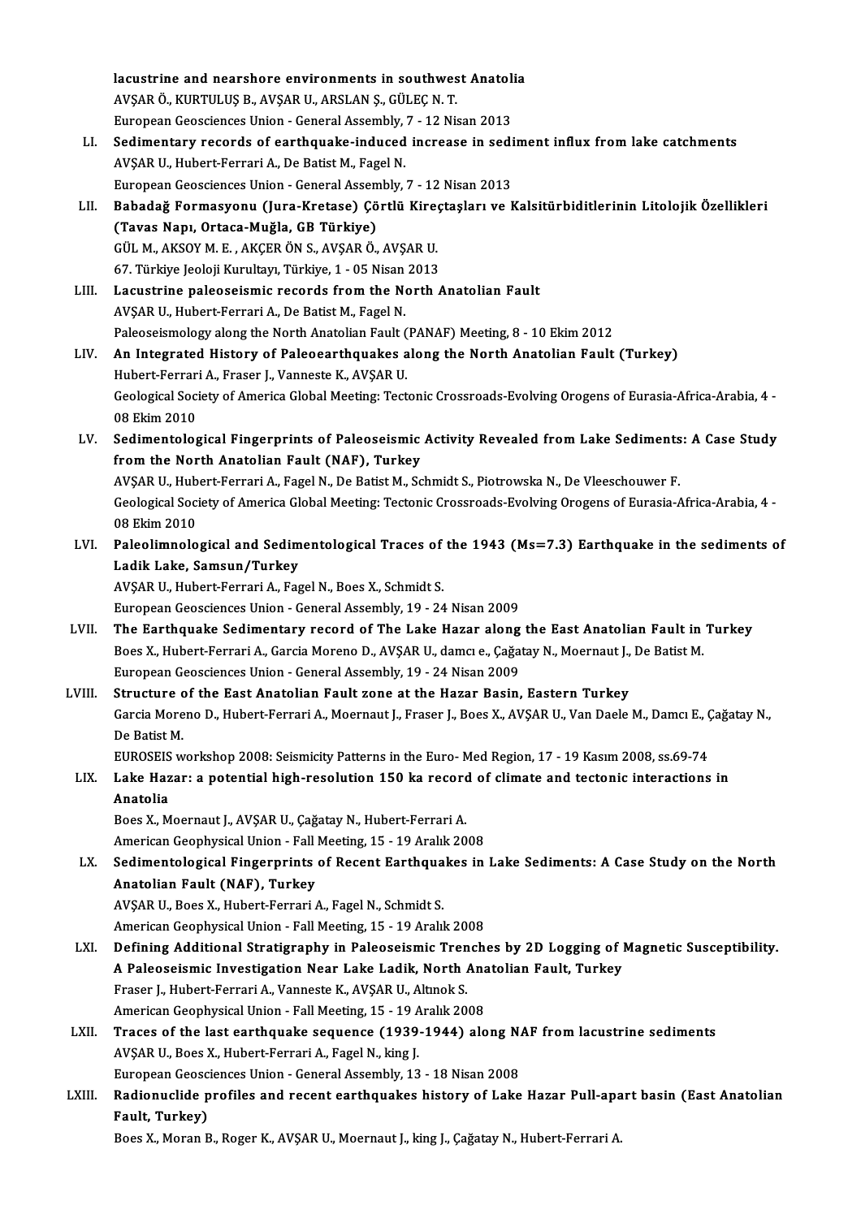lacustrine and nearshore environments in southwest Anatolia
AVŞAR Ö., KURTULUŞ B., AVŞAR U., ARSLAN Ş., GÜLEÇ N. T.
European Geosciences Union - General Assembly, 7 - 12 Nisan 2013

LI. **Sedimentary records of earthquake-induced increase in sediment influx from lake catchments**
AVŞAR U., Hubert-Ferrari A., De Batist M., Fagel N.
European Geosciences Union - General Assembly, 7 - 12 Nisan 2013

LII. **Babadağ Formasyonu (Jura-Kretase) Çörtlü Kireçtaşları ve Kalsitürbiditlerinin Litolojik Özellikleri (Tavas Napı, Ortaca-Muğla, GB Türkiye)**
GÜL M., AKSOY M. E. , AKÇER ÖN S., AVŞAR Ö., AVŞAR U.
67. Türkiye Jeoloji Kurultayı, Türkiye, 1 - 05 Nisan 2013

LIII. **Lacustrine paleoseismic records from the North Anatolian Fault**
AVŞAR U., Hubert-Ferrari A., De Batist M., Fagel N.
Paleoseismology along the North Anatolian Fault (PANAF) Meeting, 8 - 10 Ekim 2012

LIV. **An Integrated History of Paleoearthquakes along the North Anatolian Fault (Turkey)**
Hubert-Ferrari A., Fraser J., Vanneste K., AVŞAR U.
Geological Society of America Global Meeting: Tectonic Crossroads-Evolving Orogens of Eurasia-Africa-Arabia, 4 - 08 Ekim 2010

LV. **Sedimentological Fingerprints of Paleoseismic Activity Revealed from Lake Sediments: A Case Study from the North Anatolian Fault (NAF), Turkey**
AVŞAR U., Hubert-Ferrari A., Fagel N., De Batist M., Schmidt S., Piotrowska N., De Vleeschouwer F.
Geological Society of America Global Meeting: Tectonic Crossroads-Evolving Orogens of Eurasia-Africa-Arabia, 4 - 08 Ekim 2010

LVI. **Paleolimnological and Sedimentological Traces of the 1943 (Ms=7.3) Earthquake in the sediments of Ladik Lake, Samsun/Turkey**
AVŞAR U., Hubert-Ferrari A., Fagel N., Boes X., Schmidt S.
European Geosciences Union - General Assembly, 19 - 24 Nisan 2009

LVII. **The Earthquake Sedimentary record of The Lake Hazar along the East Anatolian Fault in Turkey**
Boes X., Hubert-Ferrari A., Garcia Moreno D., AVŞAR U., damcı e., Çağatay N., Moernaut J., De Batist M.
European Geosciences Union - General Assembly, 19 - 24 Nisan 2009

LVIII. **Structure of the East Anatolian Fault zone at the Hazar Basin, Eastern Turkey**
Garcia Moreno D., Hubert-Ferrari A., Moernaut J., Fraser J., Boes X., AVŞAR U., Van Daele M., Damcı E., Çağatay N., De Batist M.
EUROSEIS workshop 2008: Seismicity Patterns in the Euro- Med Region, 17 - 19 Kasım 2008, ss.69-74

LIX. **Lake Hazar: a potential high-resolution 150 ka record of climate and tectonic interactions in Anatolia**
Boes X., Moernaut J., AVŞAR U., Çağatay N., Hubert-Ferrari A.
American Geophysical Union - Fall Meeting, 15 - 19 Aralık 2008

LX. **Sedimentological Fingerprints of Recent Earthquakes in Lake Sediments: A Case Study on the North Anatolian Fault (NAF), Turkey**
AVŞAR U., Boes X., Hubert-Ferrari A., Fagel N., Schmidt S.
American Geophysical Union - Fall Meeting, 15 - 19 Aralık 2008

LXI. **Defining Additional Stratigraphy in Paleoseismic Trenches by 2D Logging of Magnetic Susceptibility. A Paleoseismic Investigation Near Lake Ladik, North Anatolian Fault, Turkey**
Fraser J., Hubert-Ferrari A., Vanneste K., AVŞAR U., Altınok S.
American Geophysical Union - Fall Meeting, 15 - 19 Aralık 2008

LXII. **Traces of the last earthquake sequence (1939-1944) along NAF from lacustrine sediments**
AVŞAR U., Boes X., Hubert-Ferrari A., Fagel N., king J.
European Geosciences Union - General Assembly, 13 - 18 Nisan 2008

LXIII. **Radionuclide profiles and recent earthquakes history of Lake Hazar Pull-apart basin (East Anatolian Fault, Turkey)**
Boes X., Moran B., Roger K., AVŞAR U., Moernaut J., king J., Çağatay N., Hubert-Ferrari A.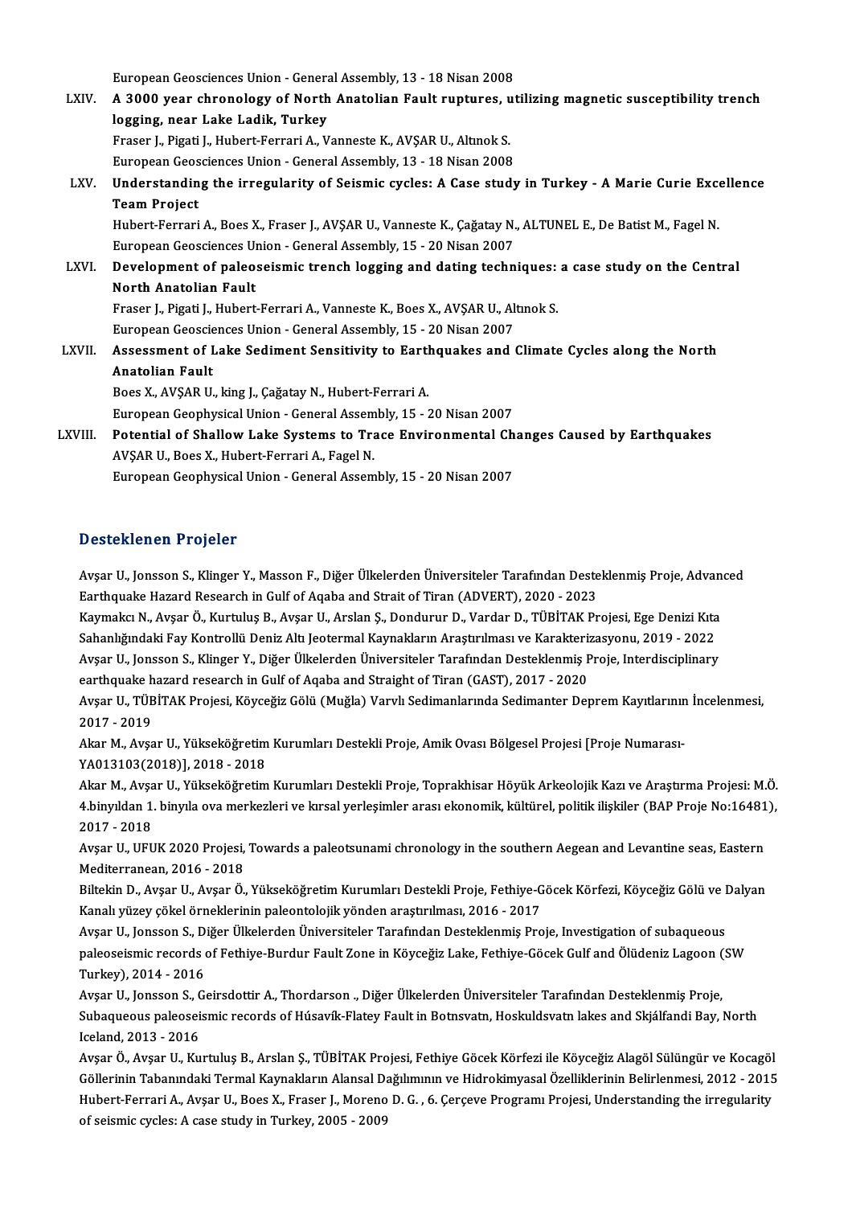European Geosciences Union - General Assembly, 13 - 18 Nisan 2008

LXIV. **A 3000 year chronology of North Anatolian Fault ruptures, utilizing magnetic susceptibility trench logging, near Lake Ladik, Turkey**
Fraser J., Pigati J., Hubert-Ferrari A., Vanneste K., AVŞAR U., Altınok S.
European Geosciences Union - General Assembly, 13 - 18 Nisan 2008

LXV. **Understanding the irregularity of Seismic cycles: A Case study in Turkey - A Marie Curie Excellence Team Project**
Hubert-Ferrari A., Boes X., Fraser J., AVŞAR U., Vanneste K., Çağatay N., ALTUNEL E., De Batist M., Fagel N.
European Geosciences Union - General Assembly, 15 - 20 Nisan 2007

LXVI. **Development of paleoseismic trench logging and dating techniques: a case study on the Central North Anatolian Fault**
Fraser J., Pigati J., Hubert-Ferrari A., Vanneste K., Boes X., AVŞAR U., Altınok S.
European Geosciences Union - General Assembly, 15 - 20 Nisan 2007

LXVII. **Assessment of Lake Sediment Sensitivity to Earthquakes and Climate Cycles along the North Anatolian Fault**
Boes X., AVŞAR U., king J., Çağatay N., Hubert-Ferrari A.
European Geophysical Union - General Assembly, 15 - 20 Nisan 2007

LXVIII. **Potential of Shallow Lake Systems to Trace Environmental Changes Caused by Earthquakes**
AVŞAR U., Boes X., Hubert-Ferrari A., Fagel N.
European Geophysical Union - General Assembly, 15 - 20 Nisan 2007

## Desteklenen Projeler

Avşar U., Jonsson S., Klinger Y., Masson F., Diğer Ülkelerden Üniversiteler Tarafından Desteklenmiş Proje, Advanced Earthquake Hazard Research in Gulf of Aqaba and Strait of Tiran (ADVERT), 2020 - 2023

Kaymakcı N., Avşar Ö., Kurtuluş B., Avşar U., Arslan Ş., Dondurur D., Vardar D., TÜBİTAK Projesi, Ege Denizi Kıta Sahanlığındaki Fay Kontrollü Deniz Altı Jeotermal Kaynakların Araştırılması ve Karakterizasyonu, 2019 - 2022

Avşar U., Jonsson S., Klinger Y., Diğer Ülkelerden Üniversiteler Tarafından Desteklenmiş Proje, Interdisciplinary earthquake hazard research in Gulf of Aqaba and Straight of Tiran (GAST), 2017 - 2020

Avşar U., TÜBİTAK Projesi, Köyceğiz Gölü (Muğla) Varvlı Sedimanlarında Sedimanter Deprem Kayıtlarının İncelenmesi, 2017 - 2019

Akar M., Avşar U., Yükseköğretim Kurumları Destekli Proje, Amik Ovası Bölgesel Projesi [Proje Numarası-YA013103(2018)], 2018 - 2018

Akar M., Avşar U., Yükseköğretim Kurumları Destekli Proje, Toprakhisar Höyük Arkeolojik Kazı ve Araştırma Projesi: M.Ö. 4.binyıldan 1. binyıla ova merkezleri ve kırsal yerleşimler arası ekonomik, kültürel, politik ilişkiler (BAP Proje No:16481), 2017 - 2018

Avşar U., UFUK 2020 Projesi, Towards a paleotsunami chronology in the southern Aegean and Levantine seas, Eastern Mediterranean, 2016 - 2018

Biltekin D., Avşar U., Avşar Ö., Yükseköğretim Kurumları Destekli Proje, Fethiye-Göcek Körfezi, Köyceğiz Gölü ve Dalyan Kanalı yüzey çökel örneklerinin paleontolojik yönden araştırılması, 2016 - 2017

Avşar U., Jonsson S., Diğer Ülkelerden Üniversiteler Tarafından Desteklenmiş Proje, Investigation of subaqueous paleoseismic records of Fethiye-Burdur Fault Zone in Köyceğiz Lake, Fethiye-Göcek Gulf and Ölüdeniz Lagoon (SW Turkey), 2014 - 2016

Avşar U., Jonsson S., Geirsdottir A., Thordarson ., Diğer Ülkelerden Üniversiteler Tarafından Desteklenmiş Proje, Subaqueous paleoseismic records of Húsavík-Flatey Fault in Botnsvatn, Hoskuldsvatn lakes and Skjálfandi Bay, North Iceland, 2013 - 2016

Avşar Ö., Avşar U., Kurtuluş B., Arslan Ş., TÜBİTAK Projesi, Fethiye Göcek Körfezi ile Köyceğiz Alagöl Sülüngür ve Kocagöl Göllerinin Tabanındaki Termal Kaynakların Alansal Dağılımının ve Hidrokimyasal Özelliklerinin Belirlenmesi, 2012 - 2015

Hubert-Ferrari A., Avşar U., Boes X., Fraser J., Moreno D. G. , 6. Çerçeve Programı Projesi, Understanding the irregularity of seismic cycles: A case study in Turkey, 2005 - 2009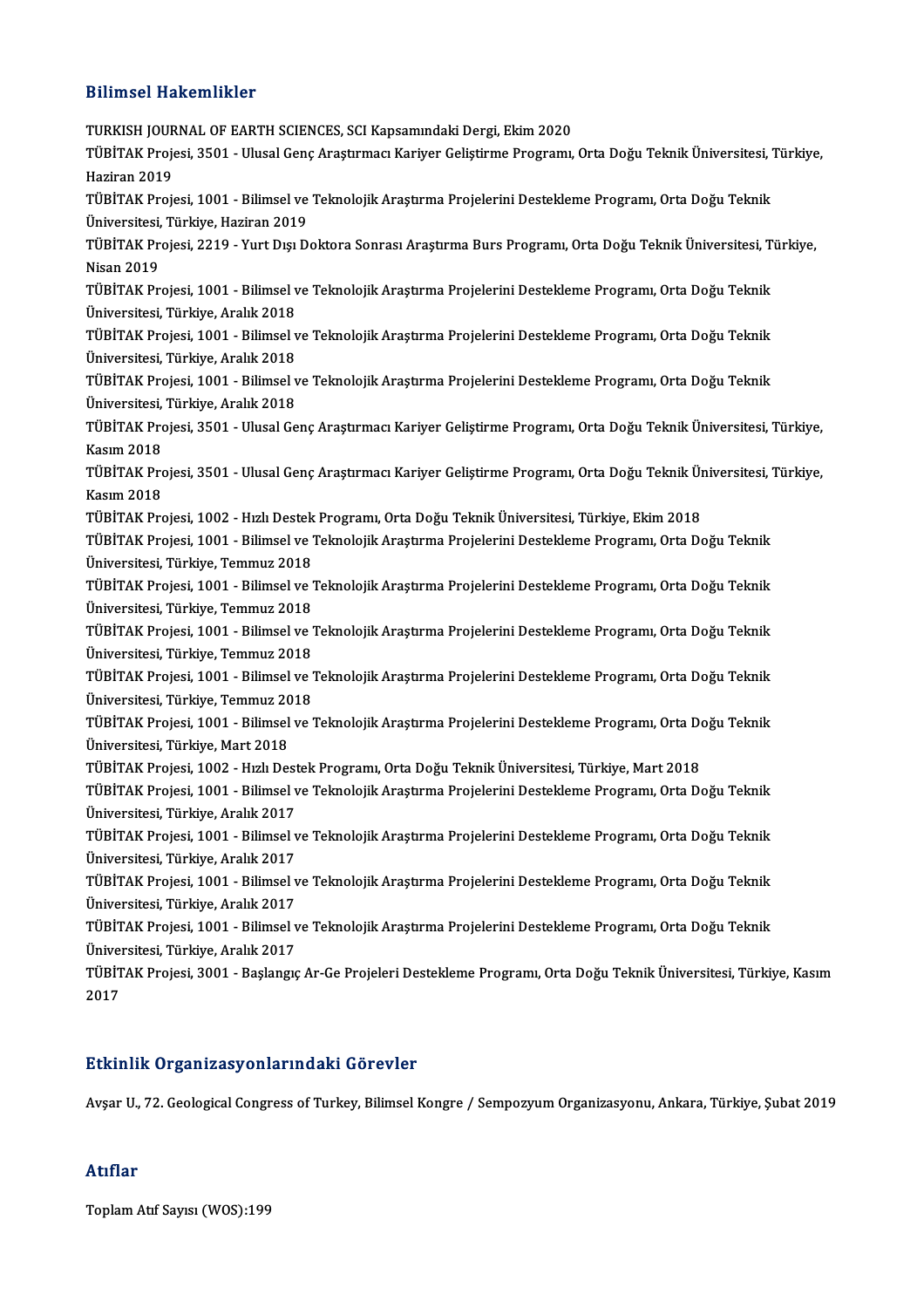## Bilimsel Hakemlikler

TURKISH JOURNAL OF EARTH SCIENCES, SCI Kapsamındaki Dergi, Ekim 2020

TÜBİTAK Projesi, 3501 - Ulusal Genç Araştırmacı Kariyer Geliştirme Programı, Orta Doğu Teknik Üniversitesi, Türkiye, Haziran 2019

TÜBİTAK Projesi, 1001 - Bilimsel ve Teknolojik Araştırma Projelerini Destekleme Programı, Orta Doğu Teknik Üniversitesi, Türkiye, Haziran 2019

TÜBİTAK Projesi, 2219 - Yurt Dışı Doktora Sonrası Araştırma Burs Programı, Orta Doğu Teknik Üniversitesi, Türkiye, Nisan 2019

TÜBİTAK Projesi, 1001 - Bilimsel ve Teknolojik Araştırma Projelerini Destekleme Programı, Orta Doğu Teknik Üniversitesi, Türkiye, Aralık 2018

TÜBİTAK Projesi, 1001 - Bilimsel ve Teknolojik Araştırma Projelerini Destekleme Programı, Orta Doğu Teknik Üniversitesi, Türkiye, Aralık 2018

TÜBİTAK Projesi, 1001 - Bilimsel ve Teknolojik Araştırma Projelerini Destekleme Programı, Orta Doğu Teknik Üniversitesi, Türkiye, Aralık 2018

TÜBİTAK Projesi, 3501 - Ulusal Genç Araştırmacı Kariyer Geliştirme Programı, Orta Doğu Teknik Üniversitesi, Türkiye, Kasım 2018

TÜBİTAK Projesi, 3501 - Ulusal Genç Araştırmacı Kariyer Geliştirme Programı, Orta Doğu Teknik Üniversitesi, Türkiye, Kasım 2018

TÜBİTAK Projesi, 1002 - Hızlı Destek Programı, Orta Doğu Teknik Üniversitesi, Türkiye, Ekim 2018

TÜBİTAK Projesi, 1001 - Bilimsel ve Teknolojik Araştırma Projelerini Destekleme Programı, Orta Doğu Teknik Üniversitesi, Türkiye, Temmuz 2018

TÜBİTAK Projesi, 1001 - Bilimsel ve Teknolojik Araştırma Projelerini Destekleme Programı, Orta Doğu Teknik Üniversitesi, Türkiye, Temmuz 2018

TÜBİTAK Projesi, 1001 - Bilimsel ve Teknolojik Araştırma Projelerini Destekleme Programı, Orta Doğu Teknik Üniversitesi, Türkiye, Temmuz 2018

TÜBİTAK Projesi, 1001 - Bilimsel ve Teknolojik Araştırma Projelerini Destekleme Programı, Orta Doğu Teknik Üniversitesi, Türkiye, Temmuz 2018

TÜBİTAK Projesi, 1001 - Bilimsel ve Teknolojik Araştırma Projelerini Destekleme Programı, Orta Doğu Teknik Üniversitesi, Türkiye, Mart 2018

TÜBİTAK Projesi, 1002 - Hızlı Destek Programı, Orta Doğu Teknik Üniversitesi, Türkiye, Mart 2018

TÜBİTAK Projesi, 1001 - Bilimsel ve Teknolojik Araştırma Projelerini Destekleme Programı, Orta Doğu Teknik Üniversitesi, Türkiye, Aralık 2017

TÜBİTAK Projesi, 1001 - Bilimsel ve Teknolojik Araştırma Projelerini Destekleme Programı, Orta Doğu Teknik Üniversitesi, Türkiye, Aralık 2017

TÜBİTAK Projesi, 1001 - Bilimsel ve Teknolojik Araştırma Projelerini Destekleme Programı, Orta Doğu Teknik Üniversitesi, Türkiye, Aralık 2017

TÜBİTAK Projesi, 1001 - Bilimsel ve Teknolojik Araştırma Projelerini Destekleme Programı, Orta Doğu Teknik Üniversitesi, Türkiye, Aralık 2017

TÜBİTAK Projesi, 3001 - Başlangıç Ar-Ge Projeleri Destekleme Programı, Orta Doğu Teknik Üniversitesi, Türkiye, Kasım 2017

## Etkinlik Organizasyonlarındaki Görevler

Avşar U., 72. Geological Congress of Turkey, Bilimsel Kongre / Sempozyum Organizasyonu, Ankara, Türkiye, Şubat 2019

## Atıflar

Toplam Atıf Sayısı (WOS):199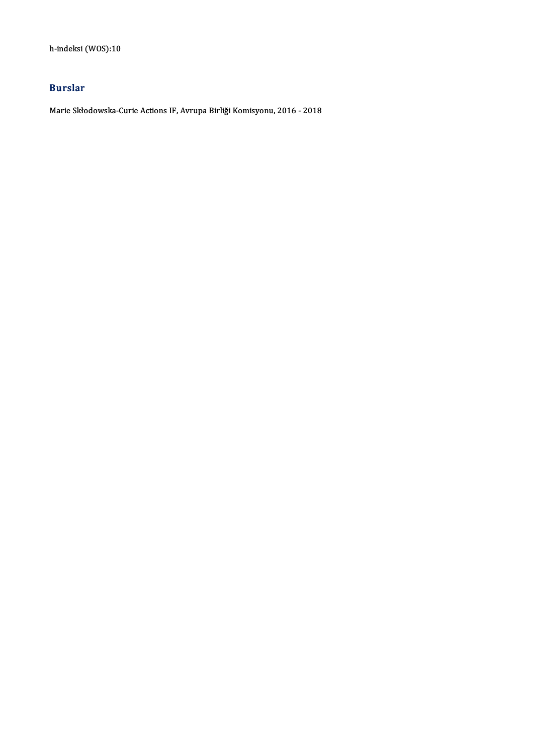h-indeksi (WOS):10

## Burslar

Marie Skłodowska-Curie Actions IF, Avrupa Birliği Komisyonu, 2016 - 2018